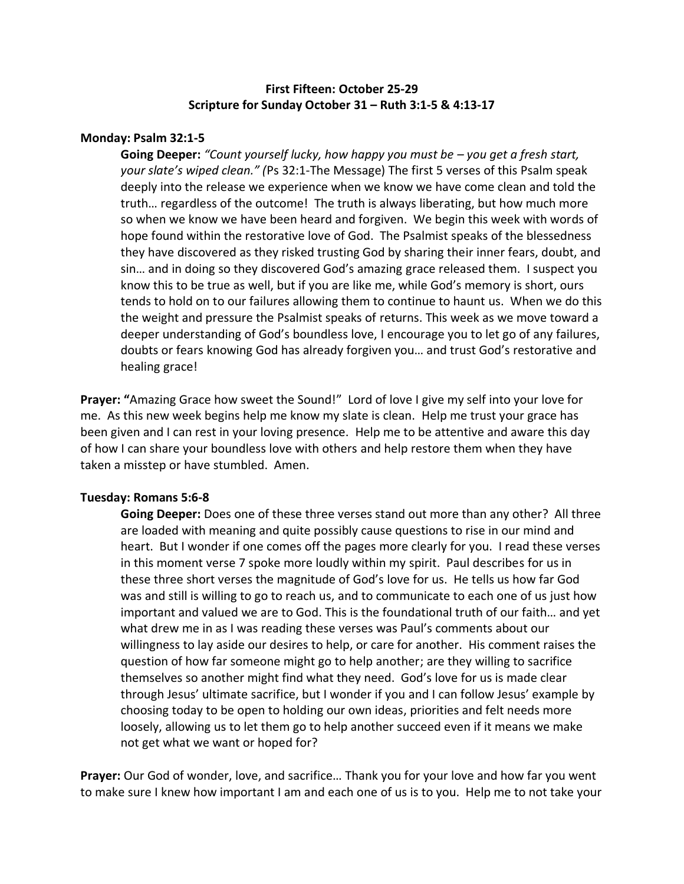**First Fifteen: October 25-29**
**Scripture for Sunday October 31 – Ruth 3:1-5 & 4:13-17**

**Monday: Psalm 32:1-5**

**Going Deeper:** *"Count yourself lucky, how happy you must be – you get a fresh start, your slate's wiped clean." (*Ps 32:1-The Message) The first 5 verses of this Psalm speak deeply into the release we experience when we know we have come clean and told the truth… regardless of the outcome! The truth is always liberating, but how much more so when we know we have been heard and forgiven. We begin this week with words of hope found within the restorative love of God. The Psalmist speaks of the blessedness they have discovered as they risked trusting God by sharing their inner fears, doubt, and sin… and in doing so they discovered God's amazing grace released them. I suspect you know this to be true as well, but if you are like me, while God's memory is short, ours tends to hold on to our failures allowing them to continue to haunt us. When we do this the weight and pressure the Psalmist speaks of returns. This week as we move toward a deeper understanding of God's boundless love, I encourage you to let go of any failures, doubts or fears knowing God has already forgiven you… and trust God's restorative and healing grace!

**Prayer: "**Amazing Grace how sweet the Sound!" Lord of love I give my self into your love for me. As this new week begins help me know my slate is clean. Help me trust your grace has been given and I can rest in your loving presence. Help me to be attentive and aware this day of how I can share your boundless love with others and help restore them when they have taken a misstep or have stumbled. Amen.

**Tuesday: Romans 5:6-8**

**Going Deeper:** Does one of these three verses stand out more than any other? All three are loaded with meaning and quite possibly cause questions to rise in our mind and heart. But I wonder if one comes off the pages more clearly for you. I read these verses in this moment verse 7 spoke more loudly within my spirit. Paul describes for us in these three short verses the magnitude of God's love for us. He tells us how far God was and still is willing to go to reach us, and to communicate to each one of us just how important and valued we are to God. This is the foundational truth of our faith… and yet what drew me in as I was reading these verses was Paul's comments about our willingness to lay aside our desires to help, or care for another. His comment raises the question of how far someone might go to help another; are they willing to sacrifice themselves so another might find what they need. God's love for us is made clear through Jesus' ultimate sacrifice, but I wonder if you and I can follow Jesus' example by choosing today to be open to holding our own ideas, priorities and felt needs more loosely, allowing us to let them go to help another succeed even if it means we make not get what we want or hoped for?

**Prayer:** Our God of wonder, love, and sacrifice… Thank you for your love and how far you went to make sure I knew how important I am and each one of us is to you. Help me to not take your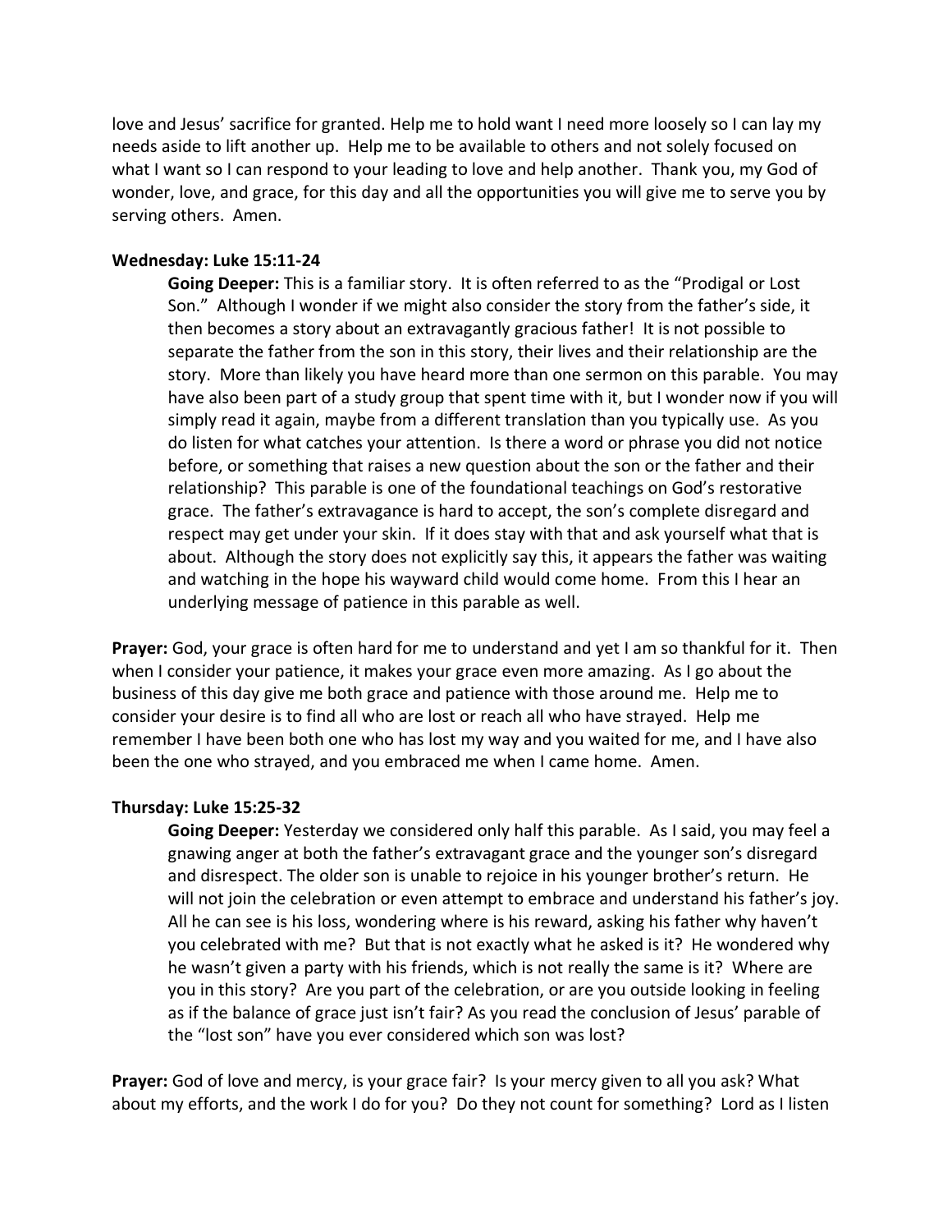love and Jesus' sacrifice for granted. Help me to hold want I need more loosely so I can lay my needs aside to lift another up. Help me to be available to others and not solely focused on what I want so I can respond to your leading to love and help another. Thank you, my God of wonder, love, and grace, for this day and all the opportunities you will give me to serve you by serving others. Amen.

**Wednesday: Luke 15:11-24**

> **Going Deeper:** This is a familiar story. It is often referred to as the "Prodigal or Lost Son." Although I wonder if we might also consider the story from the father's side, it then becomes a story about an extravagantly gracious father! It is not possible to separate the father from the son in this story, their lives and their relationship are the story. More than likely you have heard more than one sermon on this parable. You may have also been part of a study group that spent time with it, but I wonder now if you will simply read it again, maybe from a different translation than you typically use. As you do listen for what catches your attention. Is there a word or phrase you did not notice before, or something that raises a new question about the son or the father and their relationship? This parable is one of the foundational teachings on God's restorative grace. The father's extravagance is hard to accept, the son's complete disregard and respect may get under your skin. If it does stay with that and ask yourself what that is about. Although the story does not explicitly say this, it appears the father was waiting and watching in the hope his wayward child would come home. From this I hear an underlying message of patience in this parable as well.

**Prayer:** God, your grace is often hard for me to understand and yet I am so thankful for it. Then when I consider your patience, it makes your grace even more amazing. As I go about the business of this day give me both grace and patience with those around me. Help me to consider your desire is to find all who are lost or reach all who have strayed. Help me remember I have been both one who has lost my way and you waited for me, and I have also been the one who strayed, and you embraced me when I came home. Amen.

**Thursday: Luke 15:25-32**

> **Going Deeper:** Yesterday we considered only half this parable. As I said, you may feel a gnawing anger at both the father's extravagant grace and the younger son's disregard and disrespect. The older son is unable to rejoice in his younger brother's return. He will not join the celebration or even attempt to embrace and understand his father's joy. All he can see is his loss, wondering where is his reward, asking his father why haven't you celebrated with me? But that is not exactly what he asked is it? He wondered why he wasn't given a party with his friends, which is not really the same is it? Where are you in this story? Are you part of the celebration, or are you outside looking in feeling as if the balance of grace just isn't fair? As you read the conclusion of Jesus' parable of the "lost son" have you ever considered which son was lost?

**Prayer:** God of love and mercy, is your grace fair? Is your mercy given to all you ask? What about my efforts, and the work I do for you? Do they not count for something? Lord as I listen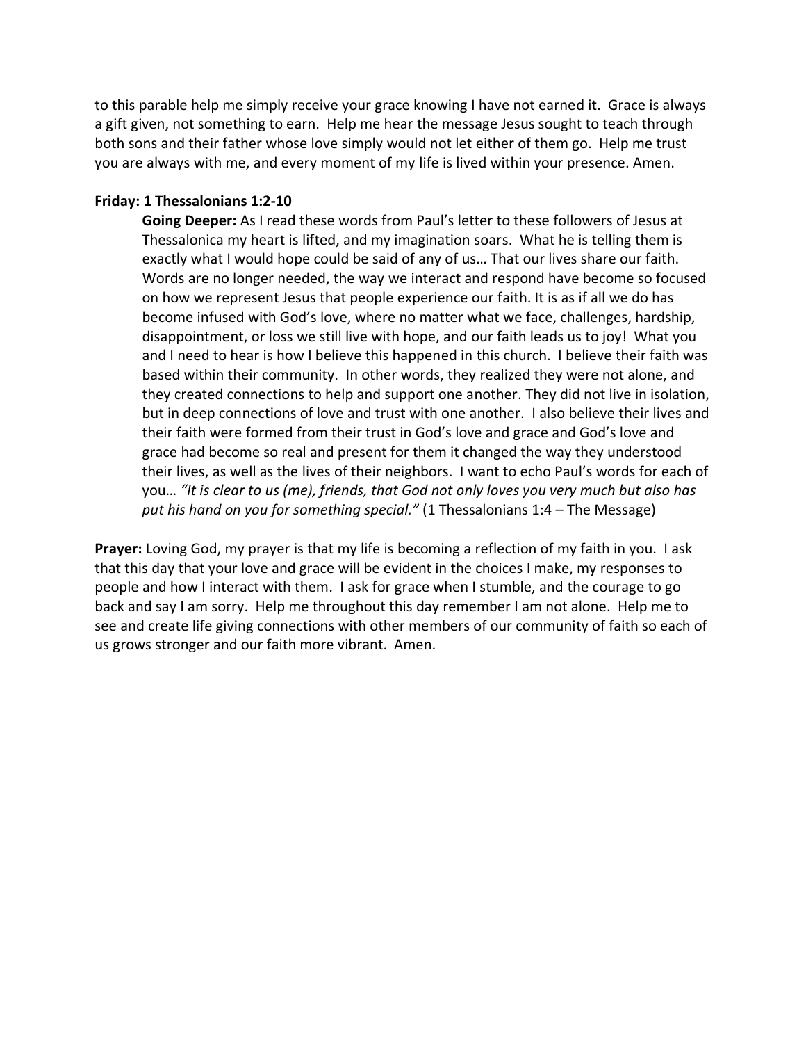to this parable help me simply receive your grace knowing I have not earned it. Grace is always a gift given, not something to earn. Help me hear the message Jesus sought to teach through both sons and their father whose love simply would not let either of them go. Help me trust you are always with me, and every moment of my life is lived within your presence. Amen.

**Friday: 1 Thessalonians 1:2-10**

**Going Deeper:** As I read these words from Paul's letter to these followers of Jesus at Thessalonica my heart is lifted, and my imagination soars. What he is telling them is exactly what I would hope could be said of any of us… That our lives share our faith. Words are no longer needed, the way we interact and respond have become so focused on how we represent Jesus that people experience our faith. It is as if all we do has become infused with God's love, where no matter what we face, challenges, hardship, disappointment, or loss we still live with hope, and our faith leads us to joy! What you and I need to hear is how I believe this happened in this church. I believe their faith was based within their community. In other words, they realized they were not alone, and they created connections to help and support one another. They did not live in isolation, but in deep connections of love and trust with one another. I also believe their lives and their faith were formed from their trust in God's love and grace and God's love and grace had become so real and present for them it changed the way they understood their lives, as well as the lives of their neighbors. I want to echo Paul's words for each of you… *"It is clear to us (me), friends, that God not only loves you very much but also has put his hand on you for something special."* (1 Thessalonians 1:4 – The Message)

**Prayer:** Loving God, my prayer is that my life is becoming a reflection of my faith in you. I ask that this day that your love and grace will be evident in the choices I make, my responses to people and how I interact with them. I ask for grace when I stumble, and the courage to go back and say I am sorry. Help me throughout this day remember I am not alone. Help me to see and create life giving connections with other members of our community of faith so each of us grows stronger and our faith more vibrant. Amen.